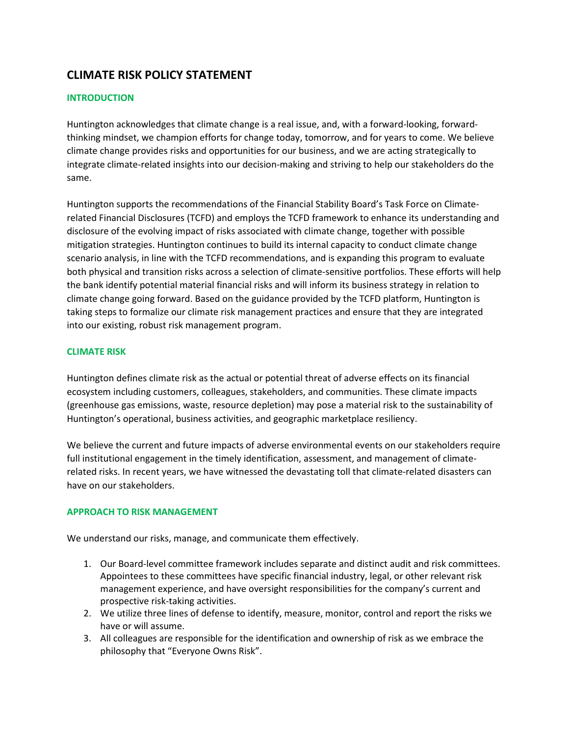# CLIMATE RISK POLICY STATEMENT

## INTRODUCTION

Huntington acknowledges that climate change is a real issue, and, with a forward-looking, forward-thinking mindset, we champion efforts for change today, tomorrow, and for years to come. We believe climate change provides risks and opportunities for our business, and we are acting strategically to integrate climate-related insights into our decision-making and striving to help our stakeholders do the same.

Huntington supports the recommendations of the Financial Stability Board's Task Force on Climate-related Financial Disclosures (TCFD) and employs the TCFD framework to enhance its understanding and disclosure of the evolving impact of risks associated with climate change, together with possible mitigation strategies. Huntington continues to build its internal capacity to conduct climate change scenario analysis, in line with the TCFD recommendations, and is expanding this program to evaluate both physical and transition risks across a selection of climate-sensitive portfolios. These efforts will help the bank identify potential material financial risks and will inform its business strategy in relation to climate change going forward. Based on the guidance provided by the TCFD platform, Huntington is taking steps to formalize our climate risk management practices and ensure that they are integrated into our existing, robust risk management program.

## CLIMATE RISK

Huntington defines climate risk as the actual or potential threat of adverse effects on its financial ecosystem including customers, colleagues, stakeholders, and communities. These climate impacts (greenhouse gas emissions, waste, resource depletion) may pose a material risk to the sustainability of Huntington's operational, business activities, and geographic marketplace resiliency.

We believe the current and future impacts of adverse environmental events on our stakeholders require full institutional engagement in the timely identification, assessment, and management of climate-related risks. In recent years, we have witnessed the devastating toll that climate-related disasters can have on our stakeholders.

## APPROACH TO RISK MANAGEMENT

We understand our risks, manage, and communicate them effectively.

1. Our Board-level committee framework includes separate and distinct audit and risk committees. Appointees to these committees have specific financial industry, legal, or other relevant risk management experience, and have oversight responsibilities for the company's current and prospective risk-taking activities.
2. We utilize three lines of defense to identify, measure, monitor, control and report the risks we have or will assume.
3. All colleagues are responsible for the identification and ownership of risk as we embrace the philosophy that "Everyone Owns Risk".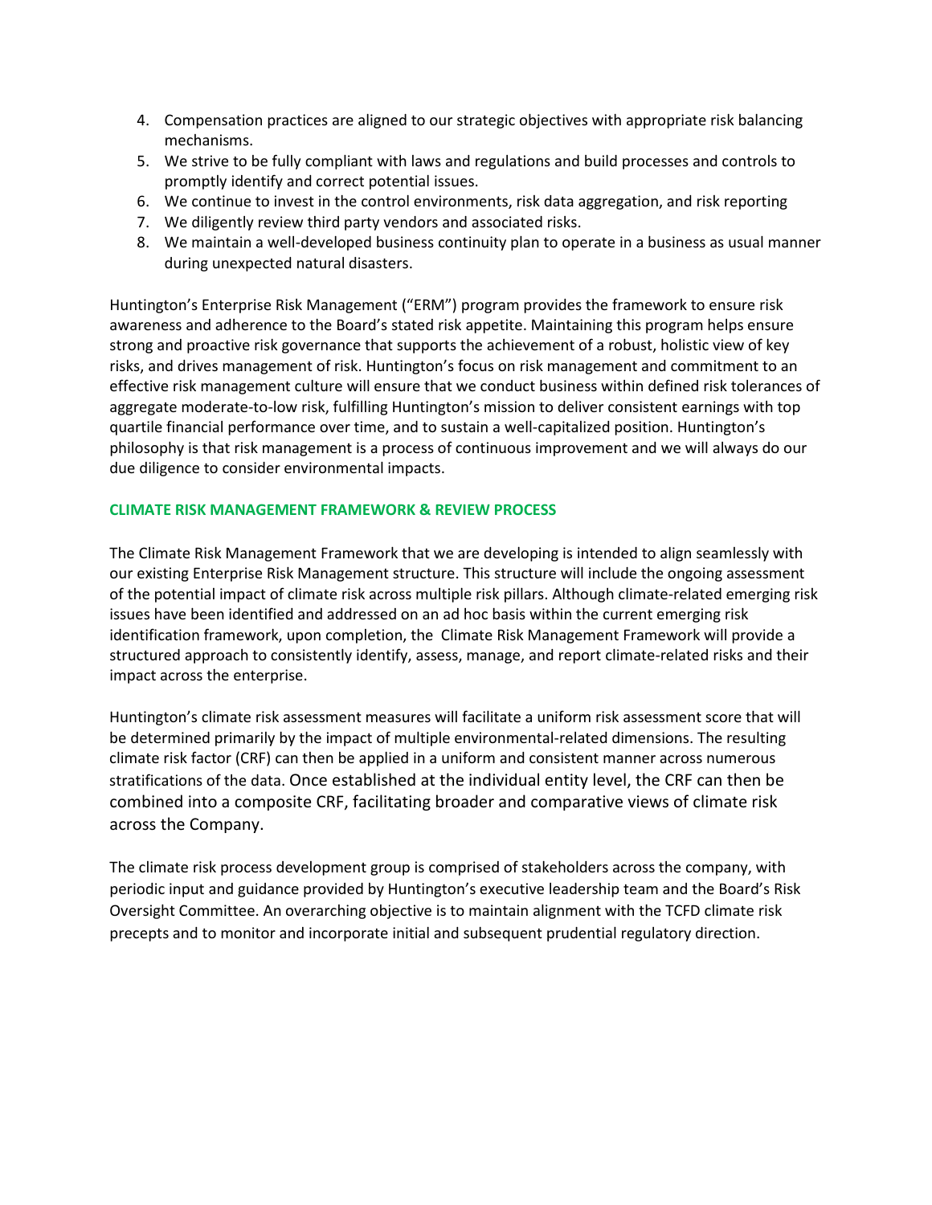4. Compensation practices are aligned to our strategic objectives with appropriate risk balancing mechanisms.
5. We strive to be fully compliant with laws and regulations and build processes and controls to promptly identify and correct potential issues.
6. We continue to invest in the control environments, risk data aggregation, and risk reporting
7. We diligently review third party vendors and associated risks.
8. We maintain a well-developed business continuity plan to operate in a business as usual manner during unexpected natural disasters.

Huntington's Enterprise Risk Management ("ERM") program provides the framework to ensure risk awareness and adherence to the Board's stated risk appetite. Maintaining this program helps ensure strong and proactive risk governance that supports the achievement of a robust, holistic view of key risks, and drives management of risk. Huntington's focus on risk management and commitment to an effective risk management culture will ensure that we conduct business within defined risk tolerances of aggregate moderate-to-low risk, fulfilling Huntington's mission to deliver consistent earnings with top quartile financial performance over time, and to sustain a well-capitalized position. Huntington's philosophy is that risk management is a process of continuous improvement and we will always do our due diligence to consider environmental impacts.

## CLIMATE RISK MANAGEMENT FRAMEWORK & REVIEW PROCESS

The Climate Risk Management Framework that we are developing is intended to align seamlessly with our existing Enterprise Risk Management structure. This structure will include the ongoing assessment of the potential impact of climate risk across multiple risk pillars. Although climate-related emerging risk issues have been identified and addressed on an ad hoc basis within the current emerging risk identification framework, upon completion, the Climate Risk Management Framework will provide a structured approach to consistently identify, assess, manage, and report climate-related risks and their impact across the enterprise.

Huntington's climate risk assessment measures will facilitate a uniform risk assessment score that will be determined primarily by the impact of multiple environmental-related dimensions. The resulting climate risk factor (CRF) can then be applied in a uniform and consistent manner across numerous stratifications of the data. Once established at the individual entity level, the CRF can then be combined into a composite CRF, facilitating broader and comparative views of climate risk across the Company.

The climate risk process development group is comprised of stakeholders across the company, with periodic input and guidance provided by Huntington's executive leadership team and the Board's Risk Oversight Committee. An overarching objective is to maintain alignment with the TCFD climate risk precepts and to monitor and incorporate initial and subsequent prudential regulatory direction.